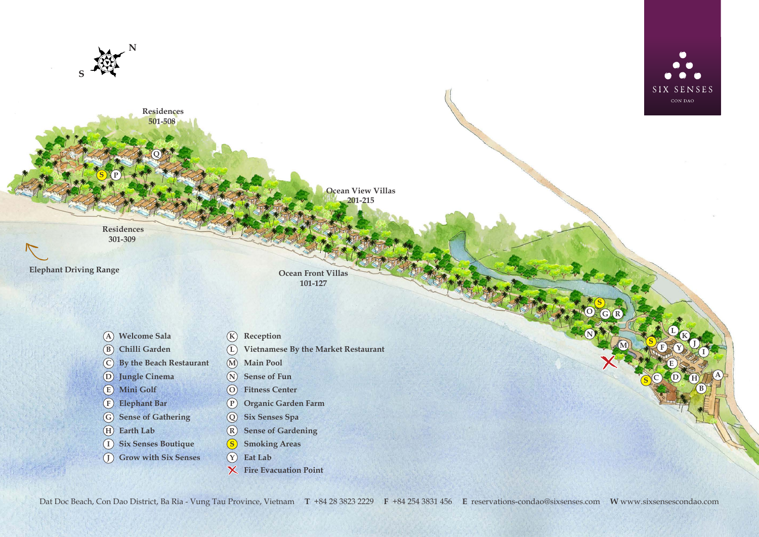SIX SENSES CON DAO

Residences 501-508

Ocean View Villas 201-215

Residences 301-309

Elephant Driving Range

Ocean Front Villas 101-127

- (A) Welcome Sala
- (B) Chilli Garden
- (C) By the Beach Restaurant
- (D) Jungle Cinema
- (E) Mini Golf
- (F) Elephant Bar
- (G) Sense of Gathering
- (H) Earth Lab
- (I) Six Senses Boutique
- (J) Grow with Six Senses
- (K) Reception
- (L) Vietnamese By the Market Restaurant
- (M) Main Pool
- (N) Sense of Fun
- (O) Fitness Center
- (P) Organic Garden Farm
- (Q) Six Senses Spa
- (R) Sense of Gardening
- (S) Smoking Areas
- (Y) Eat Lab
- X Fire Evacuation Point

Dat Doc Beach, Con Dao District, Ba Ria - Vung Tau Province, Vietnam **T** +84 28 3823 2229 **F** +84 254 3831 456 **E** reservations-condao@sixsenses.com **W** www.sixsensescondao.com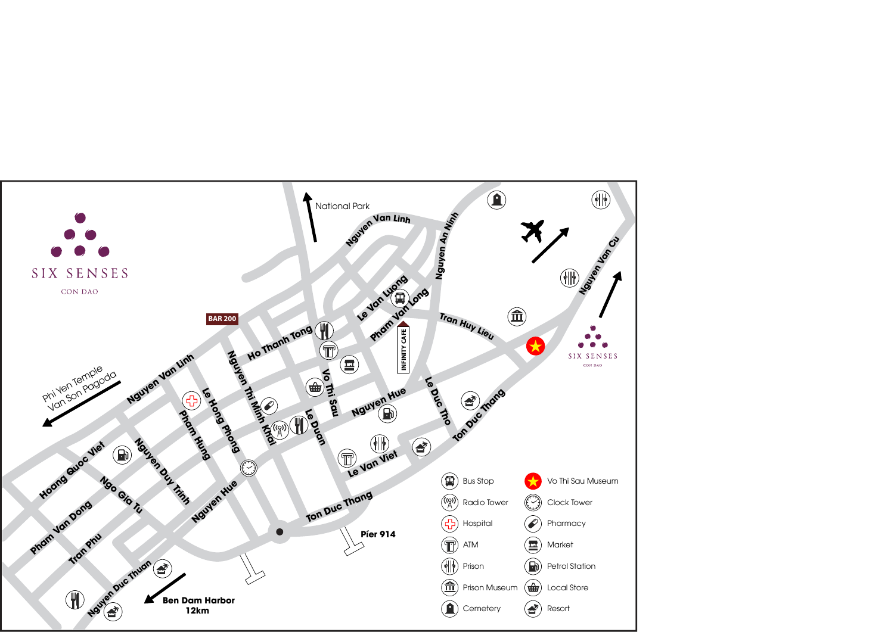SIX SENSES

CON DAO

National Park

Phi Yen Temple
Van Son Pagoda

Ben Dam Harbor
12km

Pier 914

BAR 200

INFINITY CAFE

Nguyen Van Linh
Nguyen An Ninh
Nguyen Van Cu
Le Van Luong
Pham Van Long
Tran Huy Lieu
Ho Thanh Tong
Nguyen Thi Minh Khai
Le Hong Phong
Pham Hung
Vo Thi Sau
Le Duan
Nguyen Hue
Le Duc Tho
Ton Duc Thang
Le Van Viet
Hoang Quoc Viet
Ngo Gia Tu
Nguyen Duy Trinh
Pham Van Dong
Tran Phu
Nguyen Duc Thuan

| | |
|---|---|
| Bus Stop | Vo Thi Sau Museum |
| Radio Tower | Clock Tower |
| Hospital | Pharmacy |
| ATM | Market |
| Prison | Petrol Station |
| Prison Museum | Local Store |
| Cemetery | Resort |